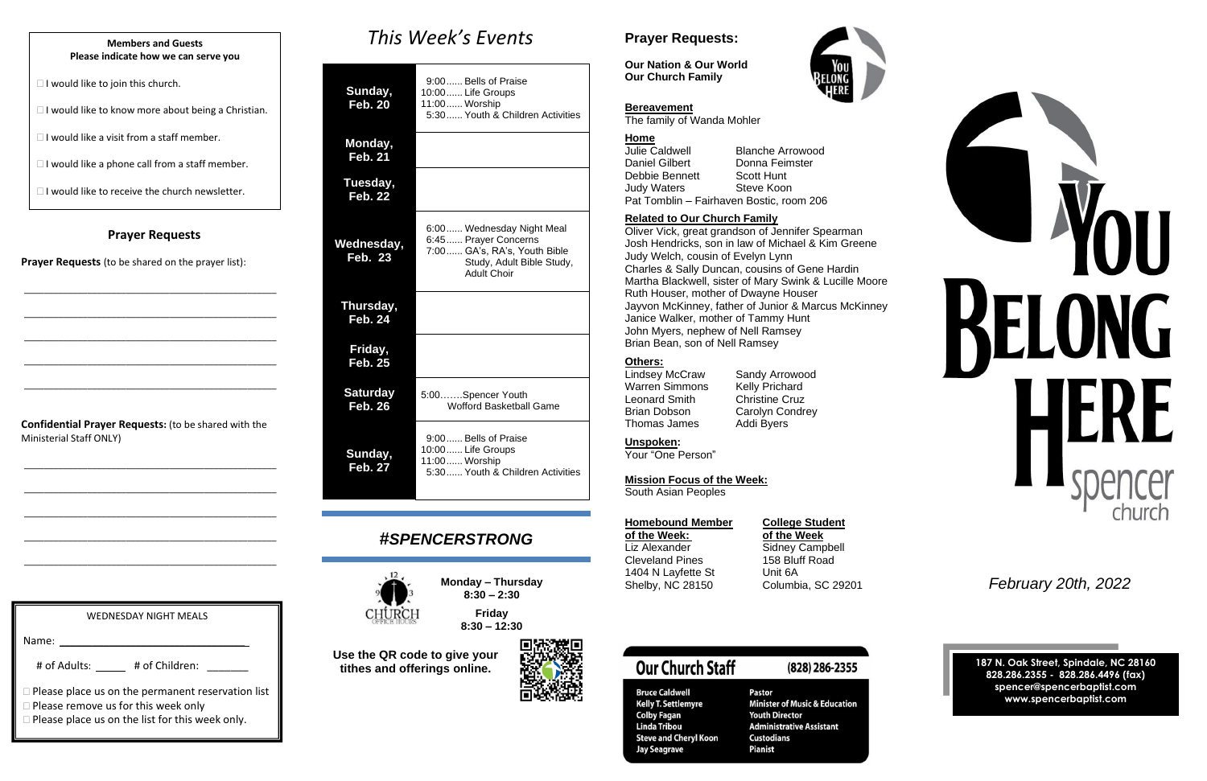### Members and Guests
**Please indicate how we can serve you**

☐ I would like to join this church.

☐ I would like to know more about being a Christian.

☐ I would like a visit from a staff member.

☐ I would like a phone call from a staff member.

☐ I would like to receive the church newsletter.

## Prayer Requests

**Prayer Requests** (to be shared on the prayer list):

\_\_\_\_\_\_\_\_\_\_\_\_\_\_\_\_\_\_\_\_\_\_\_\_\_\_\_\_\_\_\_\_\_\_\_\_\_\_\_\_\_\_\_\_

\_\_\_\_\_\_\_\_\_\_\_\_\_\_\_\_\_\_\_\_\_\_\_\_\_\_\_\_\_\_\_\_\_\_\_\_\_\_\_\_\_\_\_\_

\_\_\_\_\_\_\_\_\_\_\_\_\_\_\_\_\_\_\_\_\_\_\_\_\_\_\_\_\_\_\_\_\_\_\_\_\_\_\_\_\_\_\_\_

\_\_\_\_\_\_\_\_\_\_\_\_\_\_\_\_\_\_\_\_\_\_\_\_\_\_\_\_\_\_\_\_\_\_\_\_\_\_\_\_\_\_\_\_

\_\_\_\_\_\_\_\_\_\_\_\_\_\_\_\_\_\_\_\_\_\_\_\_\_\_\_\_\_\_\_\_\_\_\_\_\_\_\_\_\_\_\_\_

**Confidential Prayer Requests:** (to be shared with the Ministerial Staff ONLY)

\_\_\_\_\_\_\_\_\_\_\_\_\_\_\_\_\_\_\_\_\_\_\_\_\_\_\_\_\_\_\_\_\_\_\_\_\_\_\_\_\_\_\_\_

\_\_\_\_\_\_\_\_\_\_\_\_\_\_\_\_\_\_\_\_\_\_\_\_\_\_\_\_\_\_\_\_\_\_\_\_\_\_\_\_\_\_\_\_

\_\_\_\_\_\_\_\_\_\_\_\_\_\_\_\_\_\_\_\_\_\_\_\_\_\_\_\_\_\_\_\_\_\_\_\_\_\_\_\_\_\_\_\_

\_\_\_\_\_\_\_\_\_\_\_\_\_\_\_\_\_\_\_\_\_\_\_\_\_\_\_\_\_\_\_\_\_\_\_\_\_\_\_\_\_\_\_\_

\_\_\_\_\_\_\_\_\_\_\_\_\_\_\_\_\_\_\_\_\_\_\_\_\_\_\_\_\_\_\_\_\_\_\_\_\_\_\_\_\_\_\_\_

### WEDNESDAY NIGHT MEALS

Name: \_\_\_\_\_\_\_\_\_\_\_\_\_\_\_\_\_\_\_\_\_\_\_\_\_\_\_\_\_\_

# of Adults: \_\_\_\_\_ # of Children: \_\_\_\_\_\_\_

☐ Please place us on the permanent reservation list
☐ Please remove us for this week only
☐ Please place us on the list for this week only.

# This Week's Events

| Day | Events |
|---|---|
| **Sunday, Feb. 20** | 9:00 ...... Bells of Praise<br>10:00 ...... Life Groups<br>11:00 ...... Worship<br>5:30 ...... Youth & Children Activities |
| **Monday, Feb. 21** | |
| **Tuesday, Feb. 22** | |
| **Wednesday, Feb. 23** | 6:00 ...... Wednesday Night Meal<br>6:45 ...... Prayer Concerns<br>7:00 ...... GA's, RA's, Youth Bible Study, Adult Bible Study, Adult Choir |
| **Thursday, Feb. 24** | |
| **Friday, Feb. 25** | |
| **Saturday Feb. 26** | 5:00…….Spencer Youth Wofford Basketball Game |
| **Sunday, Feb. 27** | 9:00 ...... Bells of Praise<br>10:00 ...... Life Groups<br>11:00 ...... Worship<br>5:30 ...... Youth & Children Activities |

## *#SPENCERSTRONG*

CHURCH OFFICE HOURS

**Monday – Thursday 8:30 – 2:30**

**Friday 8:30 – 12:30**

**Use the QR code to give your tithes and offerings online.**

## Prayer Requests:

**Our Nation & Our World**
**Our Church Family**

**Bereavement**
The family of Wanda Mohler

**Home**
Julie Caldwell
Daniel Gilbert
Debbie Bennett
Judy Waters
Blanche Arrowood
Donna Feimster
Scott Hunt
Steve Koon
Pat Tomblin – Fairhaven Bostic, room 206

**Related to Our Church Family**
Oliver Vick, great grandson of Jennifer Spearman
Josh Hendricks, son in law of Michael & Kim Greene
Judy Welch, cousin of Evelyn Lynn
Charles & Sally Duncan, cousins of Gene Hardin
Martha Blackwell, sister of Mary Swink & Lucille Moore
Ruth Houser, mother of Dwayne Houser
Jayvon McKinney, father of Junior & Marcus McKinney
Janice Walker, mother of Tammy Hunt
John Myers, nephew of Nell Ramsey
Brian Bean, son of Nell Ramsey

**Others:**
Lindsey McCraw
Warren Simmons
Leonard Smith
Brian Dobson
Thomas James
Sandy Arrowood
Kelly Prichard
Christine Cruz
Carolyn Condrey
Addi Byers

**Unspoken:**
Your "One Person"

**Mission Focus of the Week:**
South Asian Peoples

**Homebound Member of the Week:**
Liz Alexander
Cleveland Pines
1404 N Layfette St
Shelby, NC 28150

**College Student of the Week**
Sidney Campbell
158 Bluff Road
Unit 6A
Columbia, SC 29201

## Our Church Staff (828) 286-2355

| Name | Position |
|---|---|
| Bruce Caldwell | Pastor |
| Kelly T. Settlemyre | Minister of Music & Education |
| Colby Fagan | Youth Director |
| Linda Tribou | Administrative Assistant |
| Steve and Cheryl Koon | Custodians |
| Jay Seagrave | Pianist |

# YOU BELONG HERE
spencer church

*February 20th, 2022*

**187 N. Oak Street, Spindale, NC 28160**
**828.286.2355 - 828.286.4496 (fax)**
**spencer@spencerbaptist.com**
**www.spencerbaptist.com**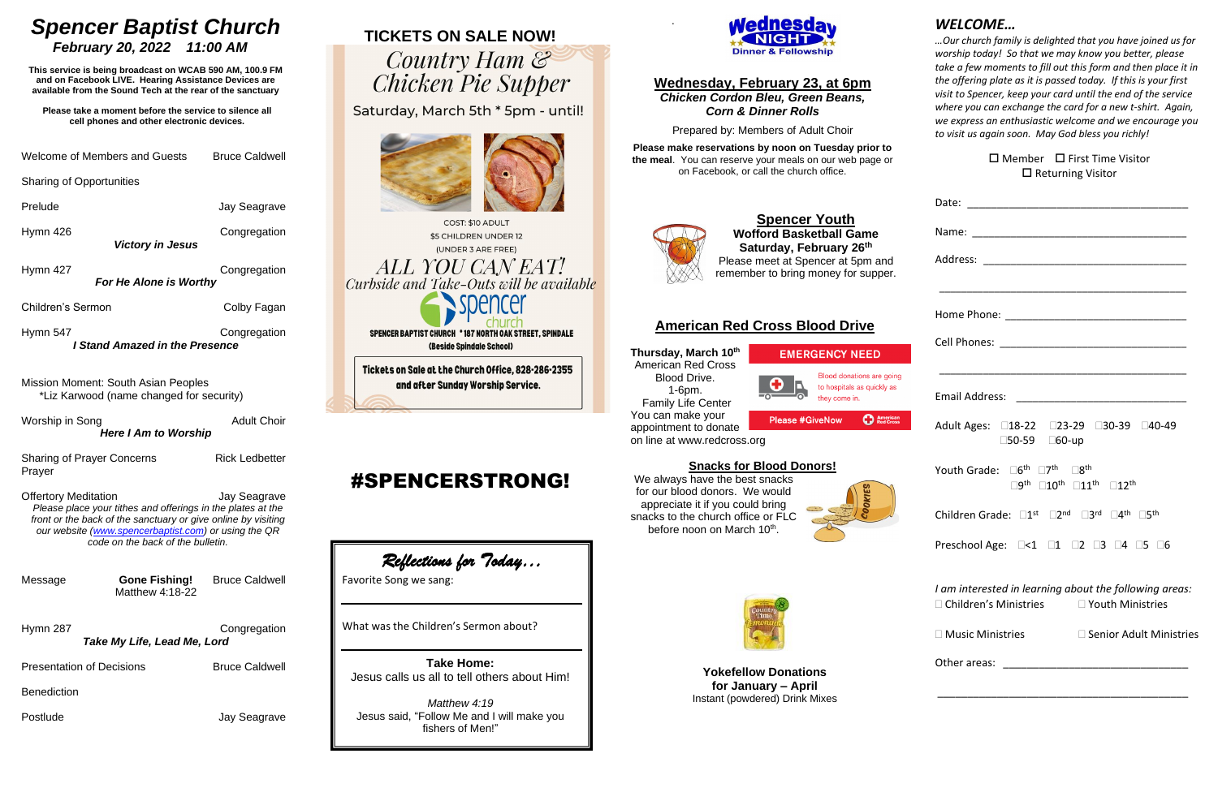# Spencer Baptist Church

***February 20, 2022 11:00 AM***

**This service is being broadcast on WCAB 590 AM, 100.9 FM and on Facebook LIVE. Hearing Assistance Devices are available from the Sound Tech at the rear of the sanctuary**

**Please take a moment before the service to silence all cell phones and other electronic devices.**

Welcome of Members and Guests — Bruce Caldwell

Sharing of Opportunities

Prelude — Jay Seagrave

Hymn 426 — Congregation
***Victory in Jesus***

Hymn 427 — Congregation
***For He Alone is Worthy***

Children's Sermon — Colby Fagan

Hymn 547 — Congregation
***I Stand Amazed in the Presence***

Mission Moment: South Asian Peoples
*Liz Karwood (name changed for security)

Worship in Song — Adult Choir
***Here I Am to Worship***

Sharing of Prayer Concerns — Rick Ledbetter
Prayer

Offertory Meditation — Jay Seagrave
*Please place your tithes and offerings in the plates at the front or the back of the sanctuary or give online by visiting our website (www.spencerbaptist.com) or using the QR code on the back of the bulletin.*

Message — **Gone Fishing!** Matthew 4:18-22 — Bruce Caldwell

Hymn 287 — Congregation
***Take My Life, Lead Me, Lord***

Presentation of Decisions — Bruce Caldwell

Benediction

Postlude — Jay Seagrave

## TICKETS ON SALE NOW!

# Country Ham & Chicken Pie Supper

Saturday, March 5th * 5pm - until!

COST: $10 ADULT
$5 CHILDREN UNDER 12
(UNDER 3 ARE FREE)

ALL YOU CAN EAT!
*Curbside and Take-Outs will be available*

spencer church

SPENCER BAPTIST CHURCH * 187 NORTH OAK STREET, SPINDALE
(Beside Spindale School)

**Tickets on Sale at the Church Office, 828-286-2355 and after Sunday Worship Service.**

# #SPENCERSTRONG!

### *Reflections for Today…*

Favorite Song we sang:

______________________________

What was the Children's Sermon about?

______________________________

**Take Home:**
Jesus calls us all to tell others about Him!

*Matthew 4:19*
Jesus said, "Follow Me and I will make you fishers of Men!"

Wednesday NIGHT
Dinner & Fellowship

## Wednesday, February 23, at 6pm

***Chicken Cordon Bleu, Green Beans, Corn & Dinner Rolls***

Prepared by: Members of Adult Choir

**Please make reservations by noon on Tuesday prior to the meal**. You can reserve your meals on our web page or on Facebook, or call the church office.

## Spencer Youth

**Wofford Basketball Game**
**Saturday, February 26th**
Please meet at Spencer at 5pm and remember to bring money for supper.

## American Red Cross Blood Drive

**Thursday, March 10th**
American Red Cross Blood Drive.
1-6pm.
Family Life Center
You can make your appointment to donate on line at www.redcross.org

EMERGENCY NEED
Blood donations are going to hospitals as quickly as they come in.
Please #GiveNow American Red Cross

**Snacks for Blood Donors!**

We always have the best snacks for our blood donors. We would appreciate it if you could bring snacks to the church office or FLC before noon on March 10th.

**Yokefellow Donations for January – April**
Instant (powdered) Drink Mixes

## *WELCOME…*

*…Our church family is delighted that you have joined us for worship today! So that we may know you better, please take a few moments to fill out this form and then place it in the offering plate as it is passed today. If this is your first visit to Spencer, keep your card until the end of the service where you can exchange the card for a new t-shirt. Again, we express an enthusiastic welcome and we encourage you to visit us again soon. May God bless you richly!*

☐ Member ☐ First Time Visitor
☐ Returning Visitor

Date: ______________________________

Name: ______________________________

Address: ______________________________

______________________________

Home Phone: ______________________________

Cell Phones: ______________________________

______________________________

Email Address: ______________________________

Adult Ages: ☐18-22 ☐23-29 ☐30-39 ☐40-49 ☐50-59 ☐60-up

Youth Grade: ☐6th ☐7th ☐8th ☐9th ☐10th ☐11th ☐12th

Children Grade: ☐1st ☐2nd ☐3rd ☐4th ☐5th

Preschool Age: ☐<1 ☐1 ☐2 ☐3 ☐4 ☐5 ☐6

*I am interested in learning about the following areas:*

☐ Children's Ministries ☐ Youth Ministries

☐ Music Ministries ☐ Senior Adult Ministries

Other areas: ______________________________

______________________________